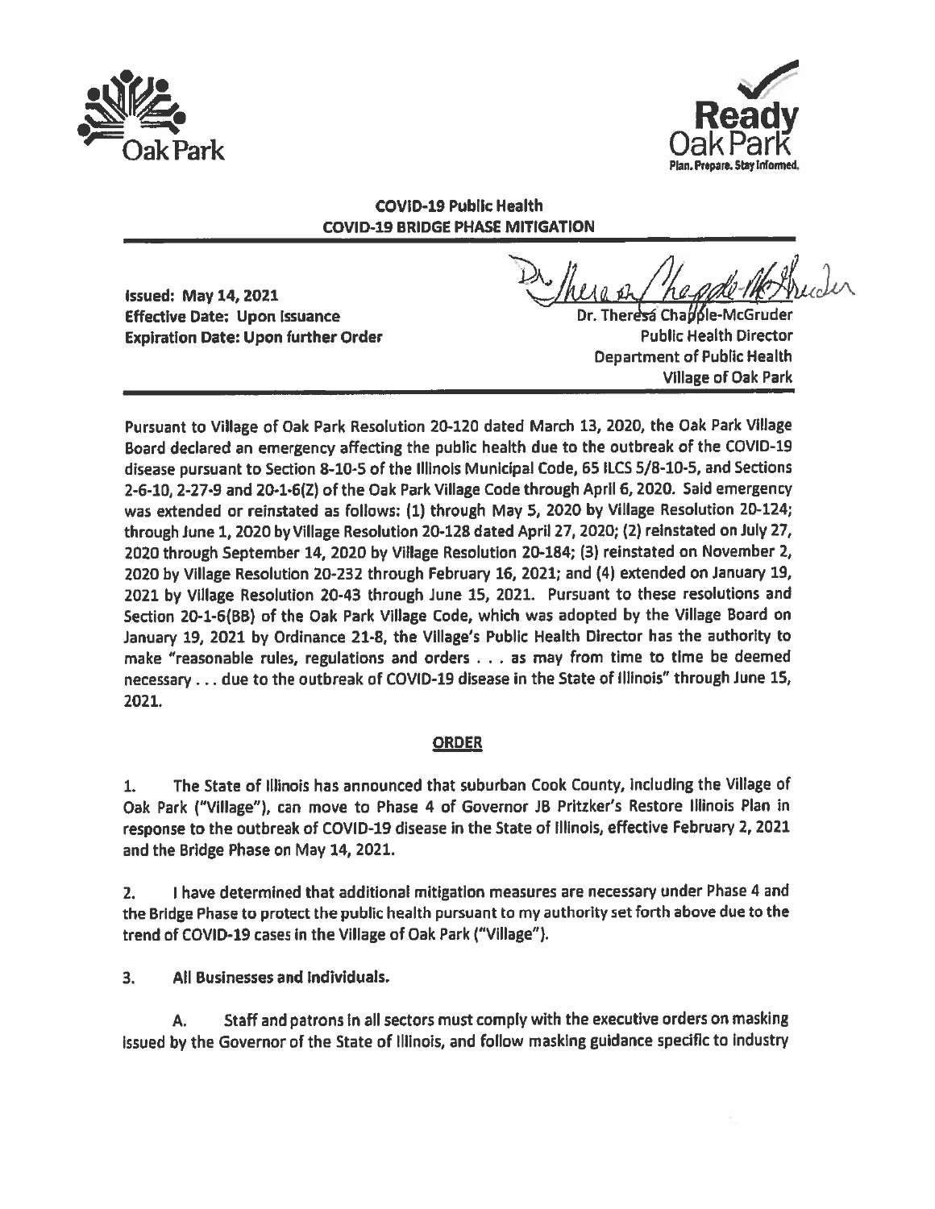Oak Park

Ready Oak Park
Plan. Prepare. Stay Informed.

**COVID-19 Public Health**
**COVID-19 BRIDGE PHASE MITIGATION**

**Issued: May 14, 2021**
**Effective Date: Upon Issuance**
**Expiration Date: Upon further Order**

Dr. Theresa Chapple-McGruder
Public Health Director
Department of Public Health
Village of Oak Park

Pursuant to Village of Oak Park Resolution 20-120 dated March 13, 2020, the Oak Park Village Board declared an emergency affecting the public health due to the outbreak of the COVID-19 disease pursuant to Section 8-10-5 of the Illinois Municipal Code, 65 ILCS 5/8-10-5, and Sections 2-6-10, 2-27-9 and 20-1-6(Z) of the Oak Park Village Code through April 6, 2020. Said emergency was extended or reinstated as follows: (1) through May 5, 2020 by Village Resolution 20-124; through June 1, 2020 by Village Resolution 20-128 dated April 27, 2020; (2) reinstated on July 27, 2020 through September 14, 2020 by Village Resolution 20-184; (3) reinstated on November 2, 2020 by Village Resolution 20-232 through February 16, 2021; and (4) extended on January 19, 2021 by Village Resolution 20-43 through June 15, 2021. Pursuant to these resolutions and Section 20-1-6(BB) of the Oak Park Village Code, which was adopted by the Village Board on January 19, 2021 by Ordinance 21-8, the Village's Public Health Director has the authority to make "reasonable rules, regulations and orders . . . as may from time to time be deemed necessary . . . due to the outbreak of COVID-19 disease in the State of Illinois" through June 15, 2021.

## ORDER

1. The State of Illinois has announced that suburban Cook County, including the Village of Oak Park ("Village"), can move to Phase 4 of Governor JB Pritzker's Restore Illinois Plan in response to the outbreak of COVID-19 disease in the State of Illinois, effective February 2, 2021 and the Bridge Phase on May 14, 2021.

2. I have determined that additional mitigation measures are necessary under Phase 4 and the Bridge Phase to protect the public health pursuant to my authority set forth above due to the trend of COVID-19 cases in the Village of Oak Park ("Village").

3. **All Businesses and Individuals.**

A. Staff and patrons in all sectors must comply with the executive orders on masking issued by the Governor of the State of Illinois, and follow masking guidance specific to industry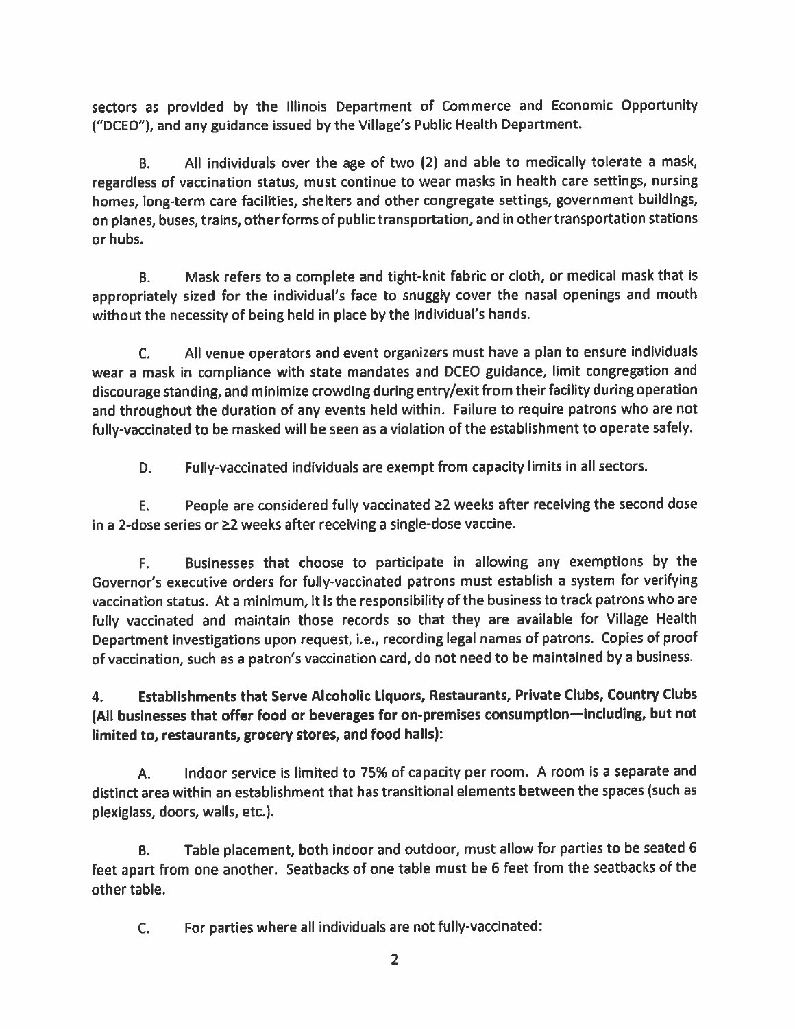sectors as provided by the Illinois Department of Commerce and Economic Opportunity ("DCEO"), and any guidance issued by the Village's Public Health Department.

B. All individuals over the age of two (2) and able to medically tolerate a mask, regardless of vaccination status, must continue to wear masks in health care settings, nursing homes, long-term care facilities, shelters and other congregate settings, government buildings, on planes, buses, trains, other forms of public transportation, and in other transportation stations or hubs.

B. Mask refers to a complete and tight-knit fabric or cloth, or medical mask that is appropriately sized for the individual's face to snuggly cover the nasal openings and mouth without the necessity of being held in place by the individual's hands.

C. All venue operators and event organizers must have a plan to ensure individuals wear a mask in compliance with state mandates and DCEO guidance, limit congregation and discourage standing, and minimize crowding during entry/exit from their facility during operation and throughout the duration of any events held within. Failure to require patrons who are not fully-vaccinated to be masked will be seen as a violation of the establishment to operate safely.

D. Fully-vaccinated individuals are exempt from capacity limits in all sectors.

E. People are considered fully vaccinated ≥2 weeks after receiving the second dose in a 2-dose series or ≥2 weeks after receiving a single-dose vaccine.

F. Businesses that choose to participate in allowing any exemptions by the Governor's executive orders for fully-vaccinated patrons must establish a system for verifying vaccination status. At a minimum, it is the responsibility of the business to track patrons who are fully vaccinated and maintain those records so that they are available for Village Health Department investigations upon request, i.e., recording legal names of patrons. Copies of proof of vaccination, such as a patron's vaccination card, do not need to be maintained by a business.

4. **Establishments that Serve Alcoholic Liquors, Restaurants, Private Clubs, Country Clubs (All businesses that offer food or beverages for on-premises consumption—including, but not limited to, restaurants, grocery stores, and food halls):**

A. Indoor service is limited to 75% of capacity per room. A room is a separate and distinct area within an establishment that has transitional elements between the spaces (such as plexiglass, doors, walls, etc.).

B. Table placement, both indoor and outdoor, must allow for parties to be seated 6 feet apart from one another. Seatbacks of one table must be 6 feet from the seatbacks of the other table.

C. For parties where all individuals are not fully-vaccinated: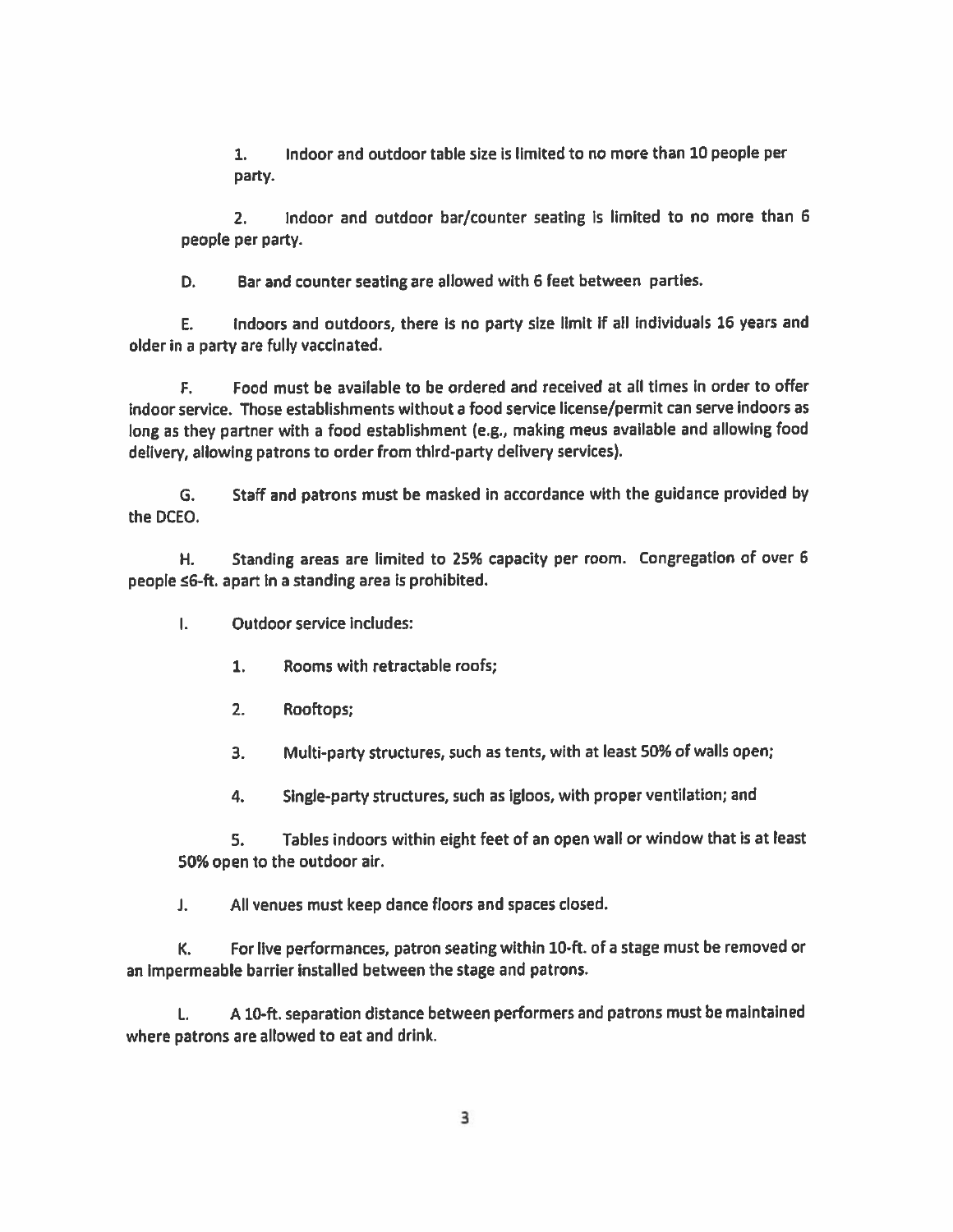1. Indoor and outdoor table size is limited to no more than 10 people per party.

2. Indoor and outdoor bar/counter seating is limited to no more than 6 people per party.

D. Bar and counter seating are allowed with 6 feet between parties.

E. Indoors and outdoors, there is no party size limit if all individuals 16 years and older in a party are fully vaccinated.

F. Food must be available to be ordered and received at all times in order to offer indoor service. Those establishments without a food service license/permit can serve indoors as long as they partner with a food establishment (e.g., making meus available and allowing food delivery, allowing patrons to order from third-party delivery services).

G. Staff and patrons must be masked in accordance with the guidance provided by the DCEO.

H. Standing areas are limited to 25% capacity per room. Congregation of over 6 people ≤6-ft. apart in a standing area is prohibited.

I. Outdoor service includes:

1. Rooms with retractable roofs;

2. Rooftops;

3. Multi-party structures, such as tents, with at least 50% of walls open;

4. Single-party structures, such as igloos, with proper ventilation; and

5. Tables indoors within eight feet of an open wall or window that is at least 50% open to the outdoor air.

J. All venues must keep dance floors and spaces closed.

K. For live performances, patron seating within 10-ft. of a stage must be removed or an impermeable barrier installed between the stage and patrons.

L. A 10-ft. separation distance between performers and patrons must be maintained where patrons are allowed to eat and drink.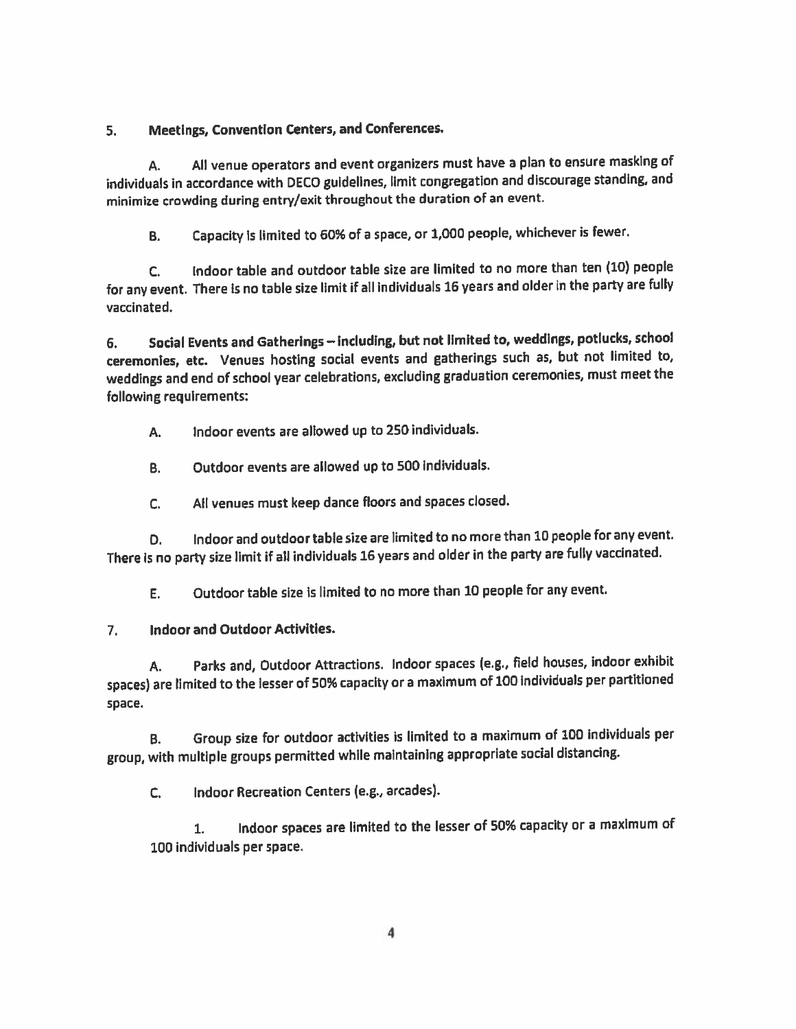5. **Meetings, Convention Centers, and Conferences.**

A. All venue operators and event organizers must have a plan to ensure masking of individuals in accordance with DECO guidelines, limit congregation and discourage standing, and minimize crowding during entry/exit throughout the duration of an event.

B. Capacity is limited to 60% of a space, or 1,000 people, whichever is fewer.

C. Indoor table and outdoor table size are limited to no more than ten (10) people for any event. There is no table size limit if all individuals 16 years and older in the party are fully vaccinated.

6. **Social Events and Gatherings – including, but not limited to, weddings, potlucks, school ceremonies, etc.** Venues hosting social events and gatherings such as, but not limited to, weddings and end of school year celebrations, excluding graduation ceremonies, must meet the following requirements:

A. Indoor events are allowed up to 250 individuals.

B. Outdoor events are allowed up to 500 individuals.

C. All venues must keep dance floors and spaces closed.

D. Indoor and outdoor table size are limited to no more than 10 people for any event. There is no party size limit if all individuals 16 years and older in the party are fully vaccinated.

E. Outdoor table size is limited to no more than 10 people for any event.

7. **Indoor and Outdoor Activities.**

A. Parks and, Outdoor Attractions. Indoor spaces (e.g., field houses, indoor exhibit spaces) are limited to the lesser of 50% capacity or a maximum of 100 individuals per partitioned space.

B. Group size for outdoor activities is limited to a maximum of 100 individuals per group, with multiple groups permitted while maintaining appropriate social distancing.

C. Indoor Recreation Centers (e.g., arcades).

1. Indoor spaces are limited to the lesser of 50% capacity or a maximum of 100 individuals per space.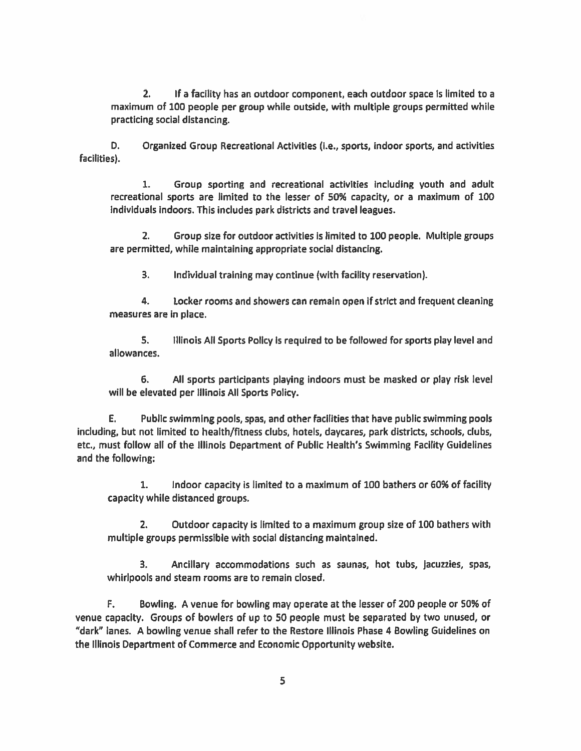2. If a facility has an outdoor component, each outdoor space is limited to a maximum of 100 people per group while outside, with multiple groups permitted while practicing social distancing.

D. Organized Group Recreational Activities (i.e., sports, indoor sports, and activities facilities).

1. Group sporting and recreational activities including youth and adult recreational sports are limited to the lesser of 50% capacity, or a maximum of 100 individuals indoors. This includes park districts and travel leagues.

2. Group size for outdoor activities is limited to 100 people. Multiple groups are permitted, while maintaining appropriate social distancing.

3. Individual training may continue (with facility reservation).

4. Locker rooms and showers can remain open if strict and frequent cleaning measures are in place.

5. Illinois All Sports Policy is required to be followed for sports play level and allowances.

6. All sports participants playing indoors must be masked or play risk level will be elevated per Illinois All Sports Policy.

E. Public swimming pools, spas, and other facilities that have public swimming pools including, but not limited to health/fitness clubs, hotels, daycares, park districts, schools, clubs, etc., must follow all of the Illinois Department of Public Health's Swimming Facility Guidelines and the following:

1. Indoor capacity is limited to a maximum of 100 bathers or 60% of facility capacity while distanced groups.

2. Outdoor capacity is limited to a maximum group size of 100 bathers with multiple groups permissible with social distancing maintained.

3. Ancillary accommodations such as saunas, hot tubs, jacuzzies, spas, whirlpools and steam rooms are to remain closed.

F. Bowling. A venue for bowling may operate at the lesser of 200 people or 50% of venue capacity. Groups of bowlers of up to 50 people must be separated by two unused, or "dark" lanes. A bowling venue shall refer to the Restore Illinois Phase 4 Bowling Guidelines on the Illinois Department of Commerce and Economic Opportunity website.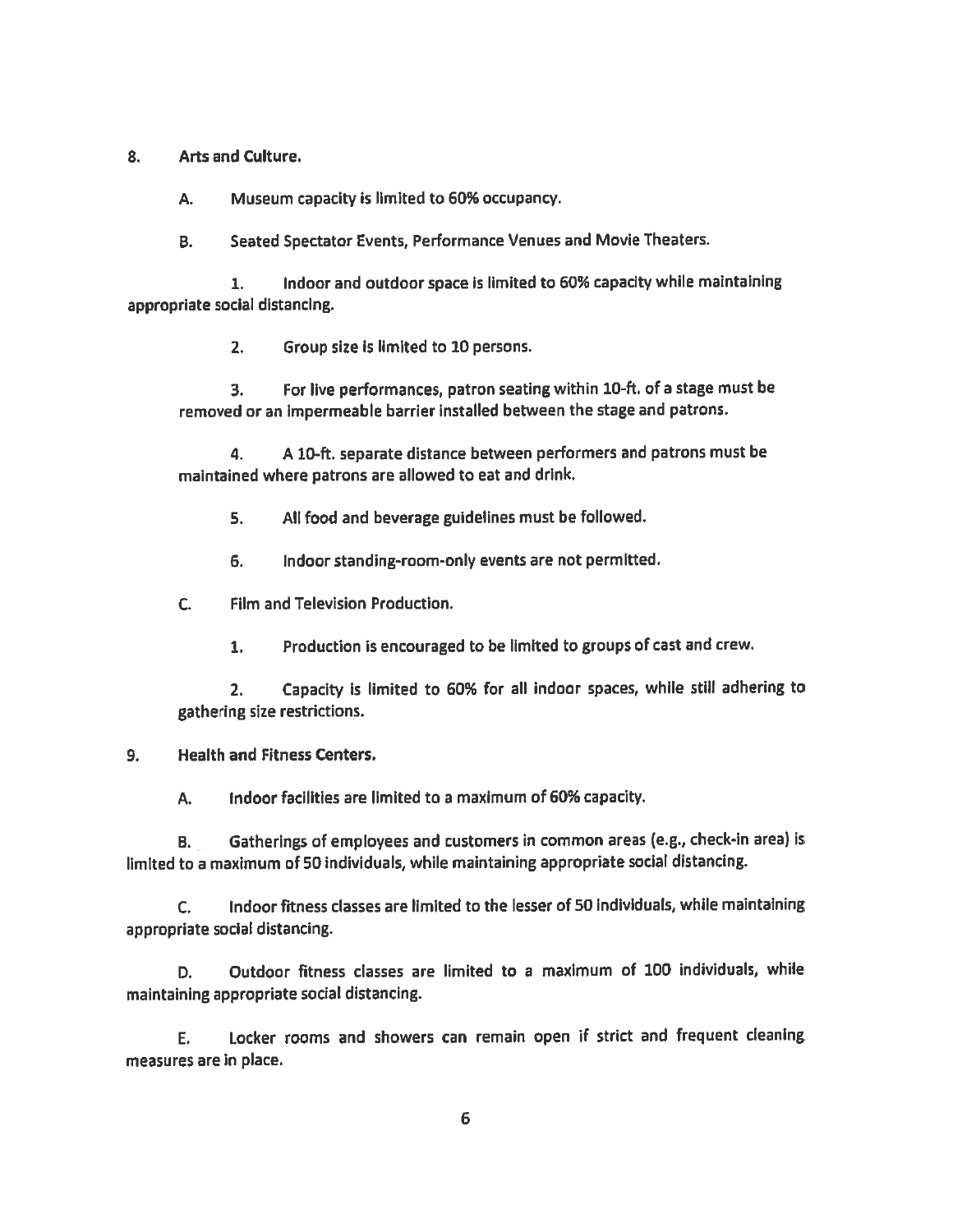8. **Arts and Culture.**

   A. Museum capacity is limited to 60% occupancy.

   B. Seated Spectator Events, Performance Venues and Movie Theaters.

      1. Indoor and outdoor space is limited to 60% capacity while maintaining appropriate social distancing.

      2. Group size is limited to 10 persons.

      3. For live performances, patron seating within 10-ft. of a stage must be removed or an impermeable barrier installed between the stage and patrons.

      4. A 10-ft. separate distance between performers and patrons must be maintained where patrons are allowed to eat and drink.

      5. All food and beverage guidelines must be followed.

      6. Indoor standing-room-only events are not permitted.

   C. Film and Television Production.

      1. Production is encouraged to be limited to groups of cast and crew.

      2. Capacity is limited to 60% for all indoor spaces, while still adhering to gathering size restrictions.

9. **Health and Fitness Centers.**

   A. Indoor facilities are limited to a maximum of 60% capacity.

   B. Gatherings of employees and customers in common areas (e.g., check-in area) is limited to a maximum of 50 individuals, while maintaining appropriate social distancing.

   C. Indoor fitness classes are limited to the lesser of 50 individuals, while maintaining appropriate social distancing.

   D. Outdoor fitness classes are limited to a maximum of 100 individuals, while maintaining appropriate social distancing.

   E. Locker rooms and showers can remain open if strict and frequent cleaning measures are in place.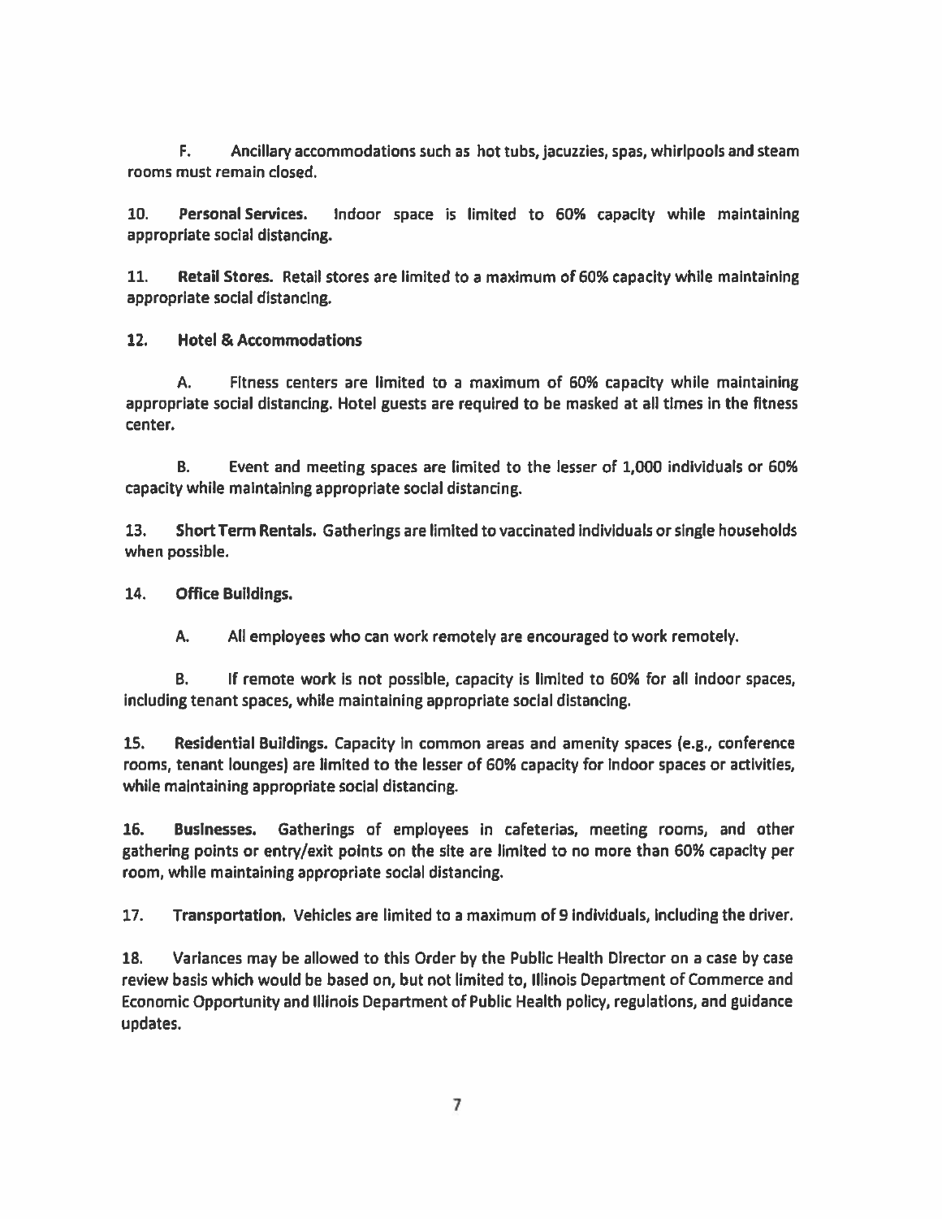F. Ancillary accommodations such as hot tubs, jacuzzies, spas, whirlpools and steam rooms must remain closed.

10. **Personal Services.** Indoor space is limited to 60% capacity while maintaining appropriate social distancing.

11. **Retail Stores.** Retail stores are limited to a maximum of 60% capacity while maintaining appropriate social distancing.

12. **Hotel & Accommodations**

A. Fitness centers are limited to a maximum of 60% capacity while maintaining appropriate social distancing. Hotel guests are required to be masked at all times in the fitness center.

B. Event and meeting spaces are limited to the lesser of 1,000 individuals or 60% capacity while maintaining appropriate social distancing.

13. **Short Term Rentals.** Gatherings are limited to vaccinated individuals or single households when possible.

14. **Office Buildings.**

A. All employees who can work remotely are encouraged to work remotely.

B. If remote work is not possible, capacity is limited to 60% for all indoor spaces, including tenant spaces, while maintaining appropriate social distancing.

15. **Residential Buildings.** Capacity in common areas and amenity spaces (e.g., conference rooms, tenant lounges) are limited to the lesser of 60% capacity for indoor spaces or activities, while maintaining appropriate social distancing.

16. **Businesses.** Gatherings of employees in cafeterias, meeting rooms, and other gathering points or entry/exit points on the site are limited to no more than 60% capacity per room, while maintaining appropriate social distancing.

17. **Transportation.** Vehicles are limited to a maximum of 9 individuals, including the driver.

18. Variances may be allowed to this Order by the Public Health Director on a case by case review basis which would be based on, but not limited to, Illinois Department of Commerce and Economic Opportunity and Illinois Department of Public Health policy, regulations, and guidance updates.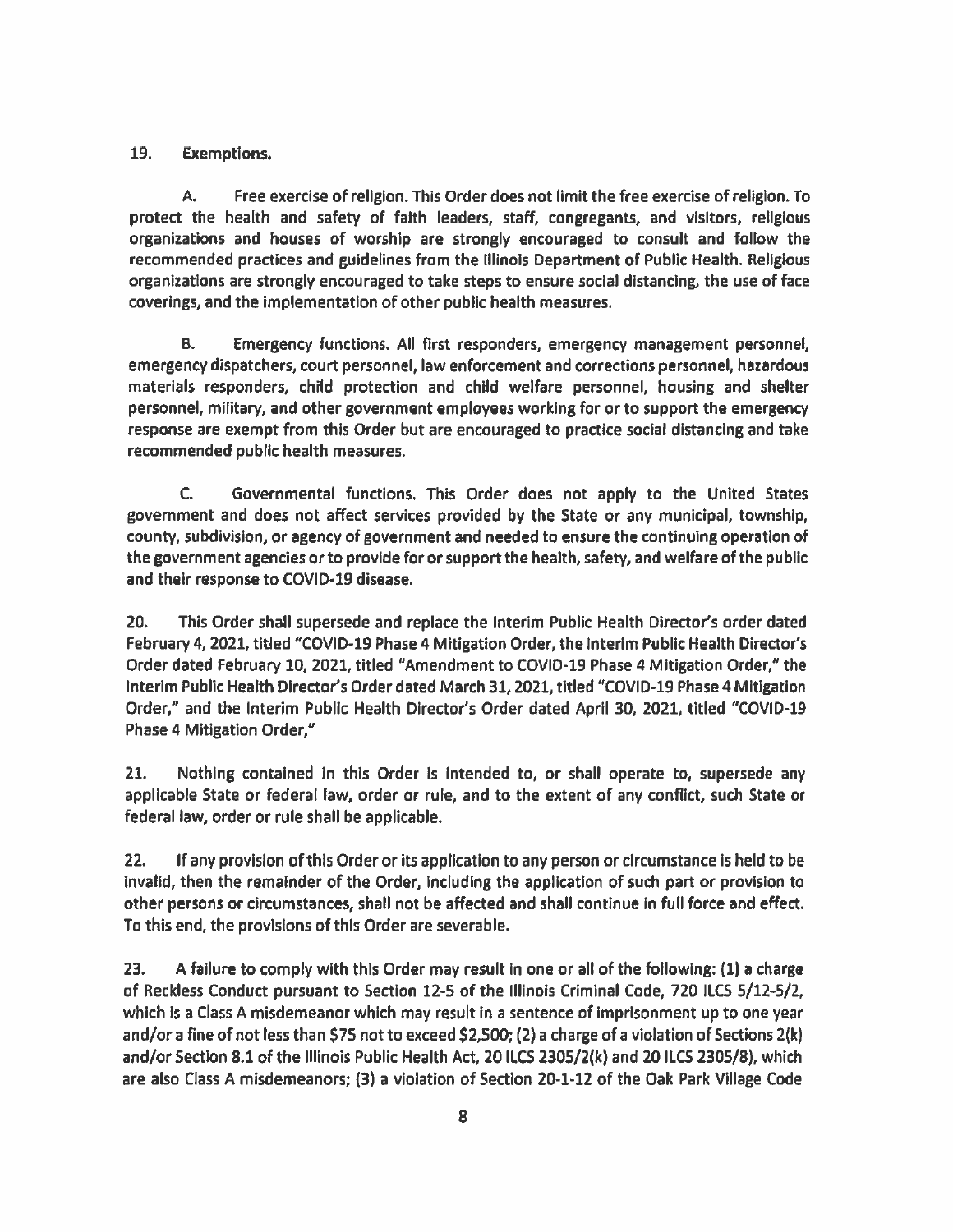**19. Exemptions.**

A. Free exercise of religion. This Order does not limit the free exercise of religion. To protect the health and safety of faith leaders, staff, congregants, and visitors, religious organizations and houses of worship are strongly encouraged to consult and follow the recommended practices and guidelines from the Illinois Department of Public Health. Religious organizations are strongly encouraged to take steps to ensure social distancing, the use of face coverings, and the implementation of other public health measures.

B. Emergency functions. All first responders, emergency management personnel, emergency dispatchers, court personnel, law enforcement and corrections personnel, hazardous materials responders, child protection and child welfare personnel, housing and shelter personnel, military, and other government employees working for or to support the emergency response are exempt from this Order but are encouraged to practice social distancing and take recommended public health measures.

C. Governmental functions. This Order does not apply to the United States government and does not affect services provided by the State or any municipal, township, county, subdivision, or agency of government and needed to ensure the continuing operation of the government agencies or to provide for or support the health, safety, and welfare of the public and their response to COVID-19 disease.

20. This Order shall supersede and replace the Interim Public Health Director's order dated February 4, 2021, titled "COVID-19 Phase 4 Mitigation Order, the Interim Public Health Director's Order dated February 10, 2021, titled "Amendment to COVID-19 Phase 4 Mitigation Order," the Interim Public Health Director's Order dated March 31, 2021, titled "COVID-19 Phase 4 Mitigation Order," and the Interim Public Health Director's Order dated April 30, 2021, titled "COVID-19 Phase 4 Mitigation Order,"

21. Nothing contained in this Order is intended to, or shall operate to, supersede any applicable State or federal law, order or rule, and to the extent of any conflict, such State or federal law, order or rule shall be applicable.

22. If any provision of this Order or its application to any person or circumstance is held to be invalid, then the remainder of the Order, including the application of such part or provision to other persons or circumstances, shall not be affected and shall continue in full force and effect. To this end, the provisions of this Order are severable.

23. A failure to comply with this Order may result in one or all of the following: (1) a charge of Reckless Conduct pursuant to Section 12-5 of the Illinois Criminal Code, 720 ILCS 5/12-5/2, which is a Class A misdemeanor which may result in a sentence of imprisonment up to one year and/or a fine of not less than $75 not to exceed $2,500; (2) a charge of a violation of Sections 2(k) and/or Section 8.1 of the Illinois Public Health Act, 20 ILCS 2305/2(k) and 20 ILCS 2305/8), which are also Class A misdemeanors; (3) a violation of Section 20-1-12 of the Oak Park Village Code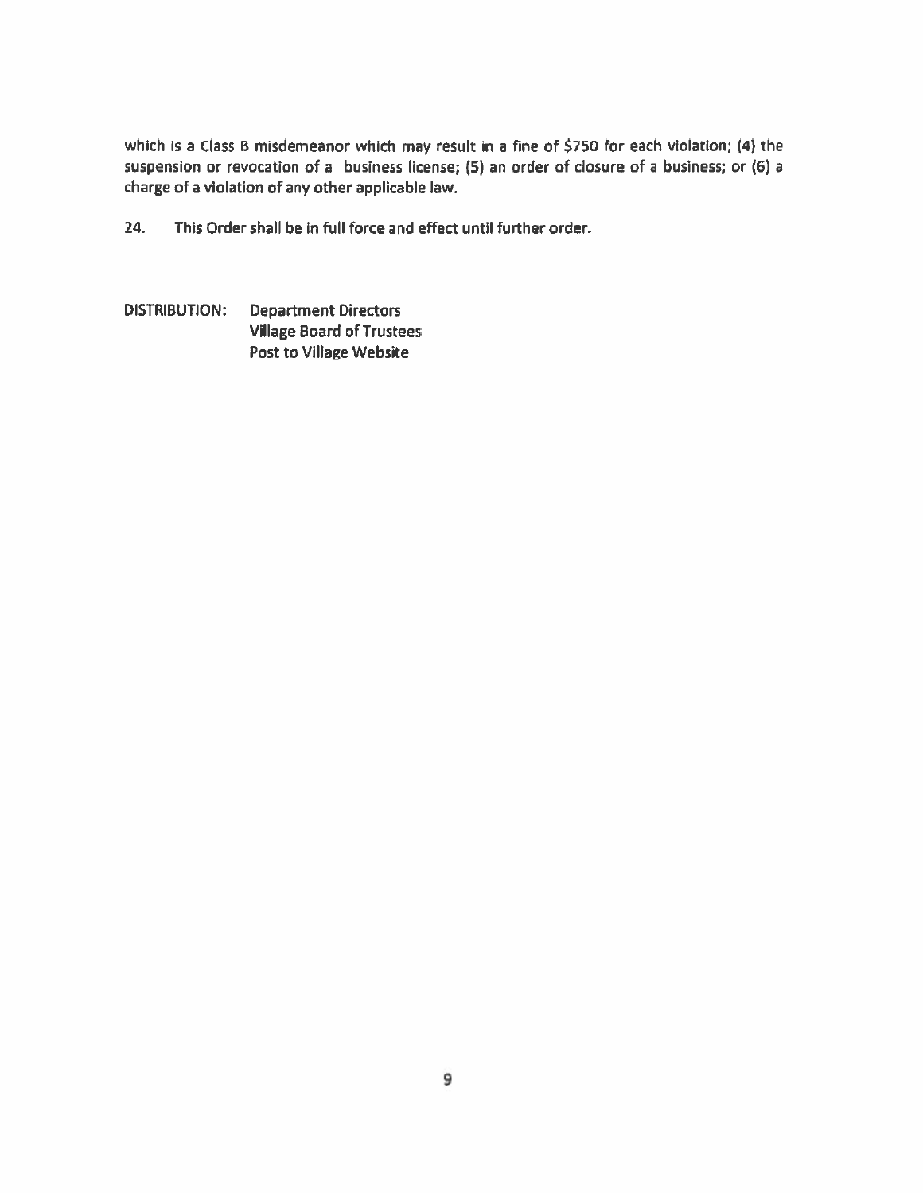which is a Class B misdemeanor which may result in a fine of $750 for each violation; (4) the suspension or revocation of a business license; (5) an order of closure of a business; or (6) a charge of a violation of any other applicable law.

24. This Order shall be in full force and effect until further order.

DISTRIBUTION: Department Directors
Village Board of Trustees
Post to Village Website